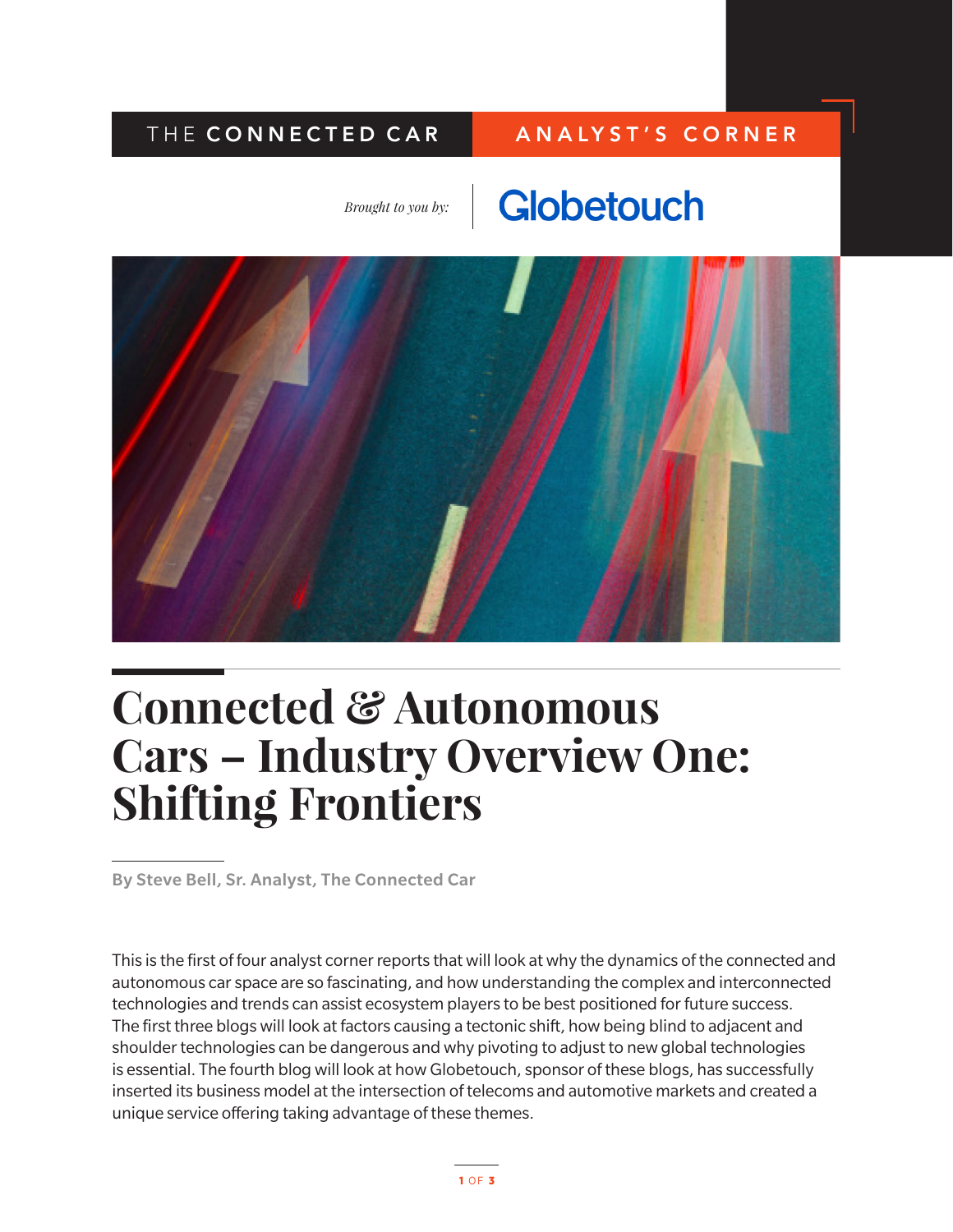THE **CONNECTED CAR** | **ANALYST'S CORNER**

*Brought to you by:* Globetouch

# Connected & Autonomous Cars – Industry Overview One: Shifting Frontiers

**By Steve Bell, Sr. Analyst, The Connected Car**

This is the first of four analyst corner reports that will look at why the dynamics of the connected and autonomous car space are so fascinating, and how understanding the complex and interconnected technologies and trends can assist ecosystem players to be best positioned for future success. The first three blogs will look at factors causing a tectonic shift, how being blind to adjacent and shoulder technologies can be dangerous and why pivoting to adjust to new global technologies is essential. The fourth blog will look at how Globetouch, sponsor of these blogs, has successfully inserted its business model at the intersection of telecoms and automotive markets and created a unique service offering taking advantage of these themes.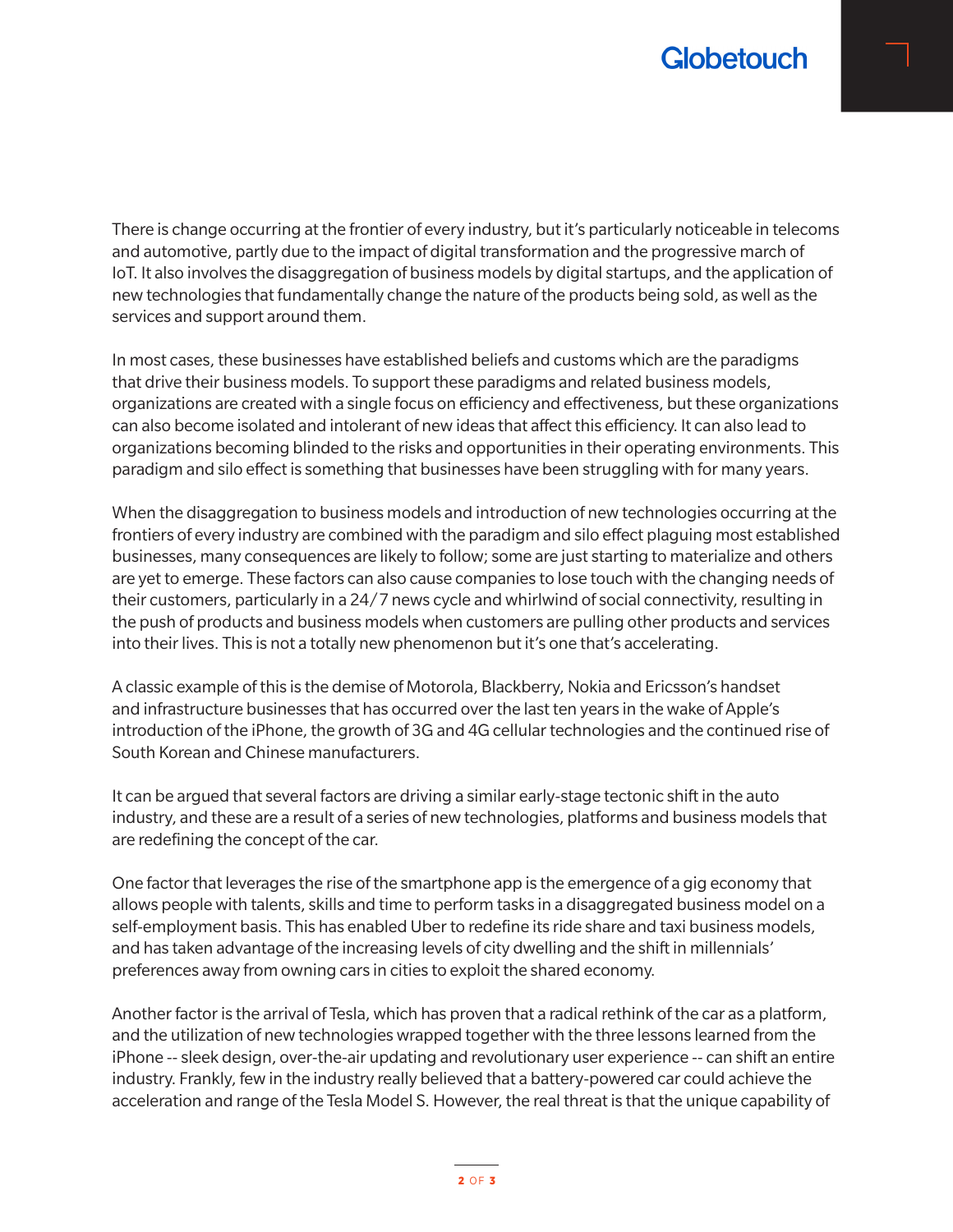There is change occurring at the frontier of every industry, but it's particularly noticeable in telecoms and automotive, partly due to the impact of digital transformation and the progressive march of IoT. It also involves the disaggregation of business models by digital startups, and the application of new technologies that fundamentally change the nature of the products being sold, as well as the services and support around them.

In most cases, these businesses have established beliefs and customs which are the paradigms that drive their business models. To support these paradigms and related business models, organizations are created with a single focus on efficiency and effectiveness, but these organizations can also become isolated and intolerant of new ideas that affect this efficiency. It can also lead to organizations becoming blinded to the risks and opportunities in their operating environments. This paradigm and silo effect is something that businesses have been struggling with for many years.

When the disaggregation to business models and introduction of new technologies occurring at the frontiers of every industry are combined with the paradigm and silo effect plaguing most established businesses, many consequences are likely to follow; some are just starting to materialize and others are yet to emerge. These factors can also cause companies to lose touch with the changing needs of their customers, particularly in a 24/7 news cycle and whirlwind of social connectivity, resulting in the push of products and business models when customers are pulling other products and services into their lives. This is not a totally new phenomenon but it's one that's accelerating.

A classic example of this is the demise of Motorola, Blackberry, Nokia and Ericsson's handset and infrastructure businesses that has occurred over the last ten years in the wake of Apple's introduction of the iPhone, the growth of 3G and 4G cellular technologies and the continued rise of South Korean and Chinese manufacturers.

It can be argued that several factors are driving a similar early-stage tectonic shift in the auto industry, and these are a result of a series of new technologies, platforms and business models that are redefining the concept of the car.

One factor that leverages the rise of the smartphone app is the emergence of a gig economy that allows people with talents, skills and time to perform tasks in a disaggregated business model on a self-employment basis. This has enabled Uber to redefine its ride share and taxi business models, and has taken advantage of the increasing levels of city dwelling and the shift in millennials' preferences away from owning cars in cities to exploit the shared economy.

Another factor is the arrival of Tesla, which has proven that a radical rethink of the car as a platform, and the utilization of new technologies wrapped together with the three lessons learned from the iPhone -- sleek design, over-the-air updating and revolutionary user experience -- can shift an entire industry. Frankly, few in the industry really believed that a battery-powered car could achieve the acceleration and range of the Tesla Model S. However, the real threat is that the unique capability of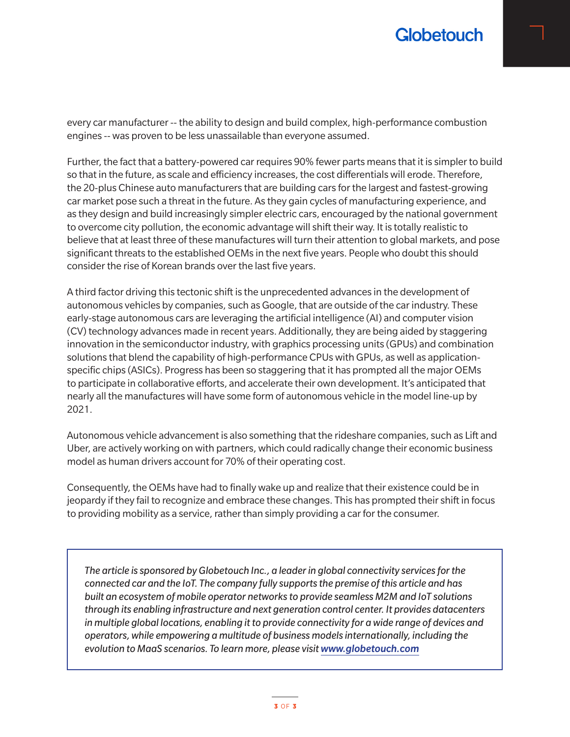every car manufacturer -- the ability to design and build complex, high-performance combustion engines -- was proven to be less unassailable than everyone assumed.

Further, the fact that a battery-powered car requires 90% fewer parts means that it is simpler to build so that in the future, as scale and efficiency increases, the cost differentials will erode. Therefore, the 20-plus Chinese auto manufacturers that are building cars for the largest and fastest-growing car market pose such a threat in the future. As they gain cycles of manufacturing experience, and as they design and build increasingly simpler electric cars, encouraged by the national government to overcome city pollution, the economic advantage will shift their way. It is totally realistic to believe that at least three of these manufactures will turn their attention to global markets, and pose significant threats to the established OEMs in the next five years. People who doubt this should consider the rise of Korean brands over the last five years.

A third factor driving this tectonic shift is the unprecedented advances in the development of autonomous vehicles by companies, such as Google, that are outside of the car industry. These early-stage autonomous cars are leveraging the artificial intelligence (AI) and computer vision (CV) technology advances made in recent years. Additionally, they are being aided by staggering innovation in the semiconductor industry, with graphics processing units (GPUs) and combination solutions that blend the capability of high-performance CPUs with GPUs, as well as application-specific chips (ASICs). Progress has been so staggering that it has prompted all the major OEMs to participate in collaborative efforts, and accelerate their own development. It's anticipated that nearly all the manufactures will have some form of autonomous vehicle in the model line-up by 2021.

Autonomous vehicle advancement is also something that the rideshare companies, such as Lift and Uber, are actively working on with partners, which could radically change their economic business model as human drivers account for 70% of their operating cost.

Consequently, the OEMs have had to finally wake up and realize that their existence could be in jeopardy if they fail to recognize and embrace these changes. This has prompted their shift in focus to providing mobility as a service, rather than simply providing a car for the consumer.

*The article is sponsored by Globetouch Inc., a leader in global connectivity services for the connected car and the IoT. The company fully supports the premise of this article and has built an ecosystem of mobile operator networks to provide seamless M2M and IoT solutions through its enabling infrastructure and next generation control center. It provides datacenters in multiple global locations, enabling it to provide connectivity for a wide range of devices and operators, while empowering a multitude of business models internationally, including the evolution to MaaS scenarios. To learn more, please visit* ***www.globetouch.com***